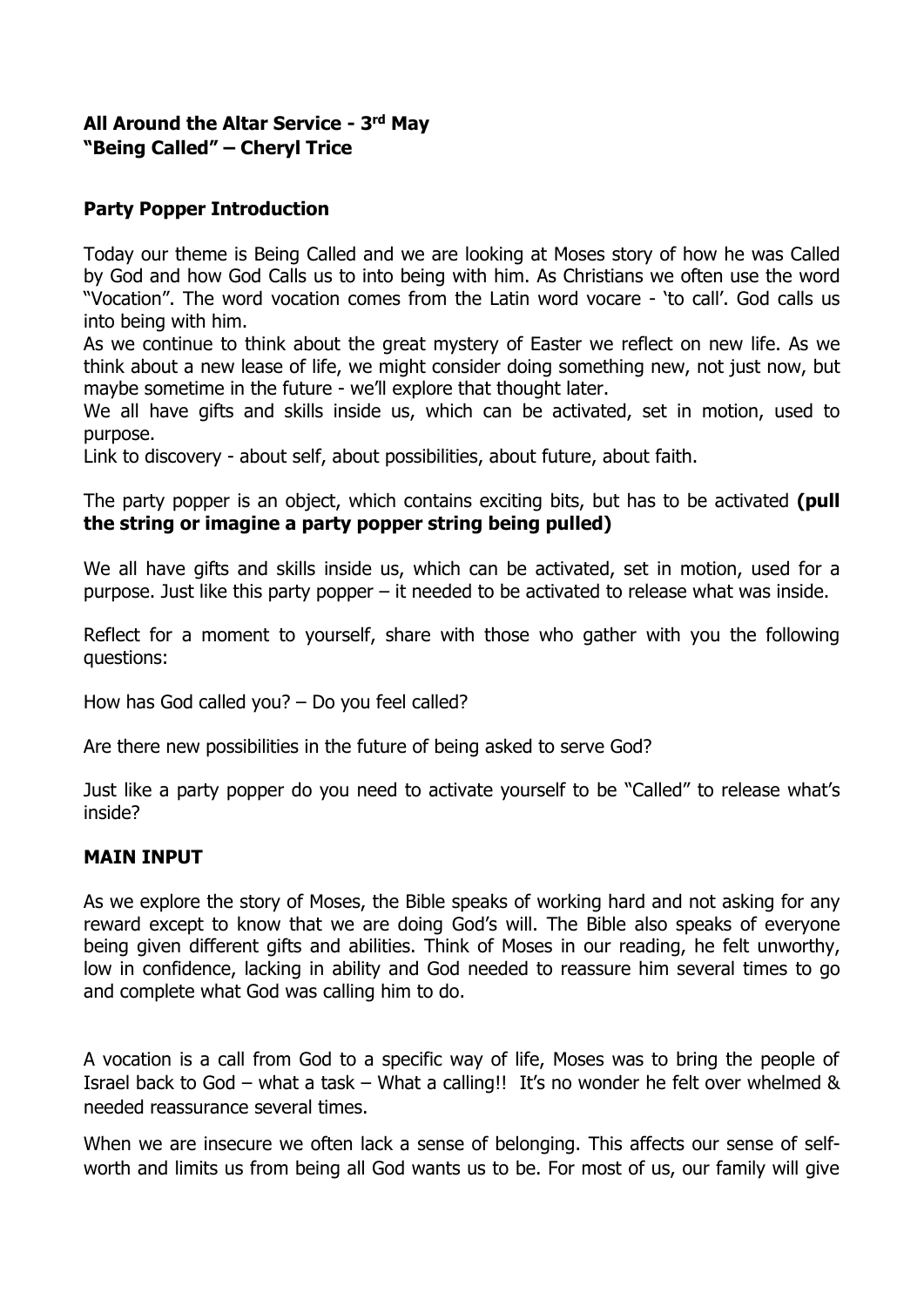**All Around the Altar Service - 3rd May**
**"Being Called" – Cheryl Trice**

**Party Popper Introduction**

Today our theme is Being Called and we are looking at Moses story of how he was Called by God and how God Calls us to into being with him. As Christians we often use the word "Vocation". The word vocation comes from the Latin word vocare - 'to call'. God calls us into being with him.
As we continue to think about the great mystery of Easter we reflect on new life. As we think about a new lease of life, we might consider doing something new, not just now, but maybe sometime in the future - we'll explore that thought later.
We all have gifts and skills inside us, which can be activated, set in motion, used to purpose.
Link to discovery - about self, about possibilities, about future, about faith.

The party popper is an object, which contains exciting bits, but has to be activated **(pull the string or imagine a party popper string being pulled)**

We all have gifts and skills inside us, which can be activated, set in motion, used for a purpose. Just like this party popper – it needed to be activated to release what was inside.

Reflect for a moment to yourself, share with those who gather with you the following questions:

How has God called you? – Do you feel called?

Are there new possibilities in the future of being asked to serve God?

Just like a party popper do you need to activate yourself to be "Called" to release what's inside?

**MAIN INPUT**

As we explore the story of Moses, the Bible speaks of working hard and not asking for any reward except to know that we are doing God's will. The Bible also speaks of everyone being given different gifts and abilities. Think of Moses in our reading, he felt unworthy, low in confidence, lacking in ability and God needed to reassure him several times to go and complete what God was calling him to do.

A vocation is a call from God to a specific way of life, Moses was to bring the people of Israel back to God – what a task – What a calling!! It's no wonder he felt over whelmed & needed reassurance several times.

When we are insecure we often lack a sense of belonging. This affects our sense of self-worth and limits us from being all God wants us to be. For most of us, our family will give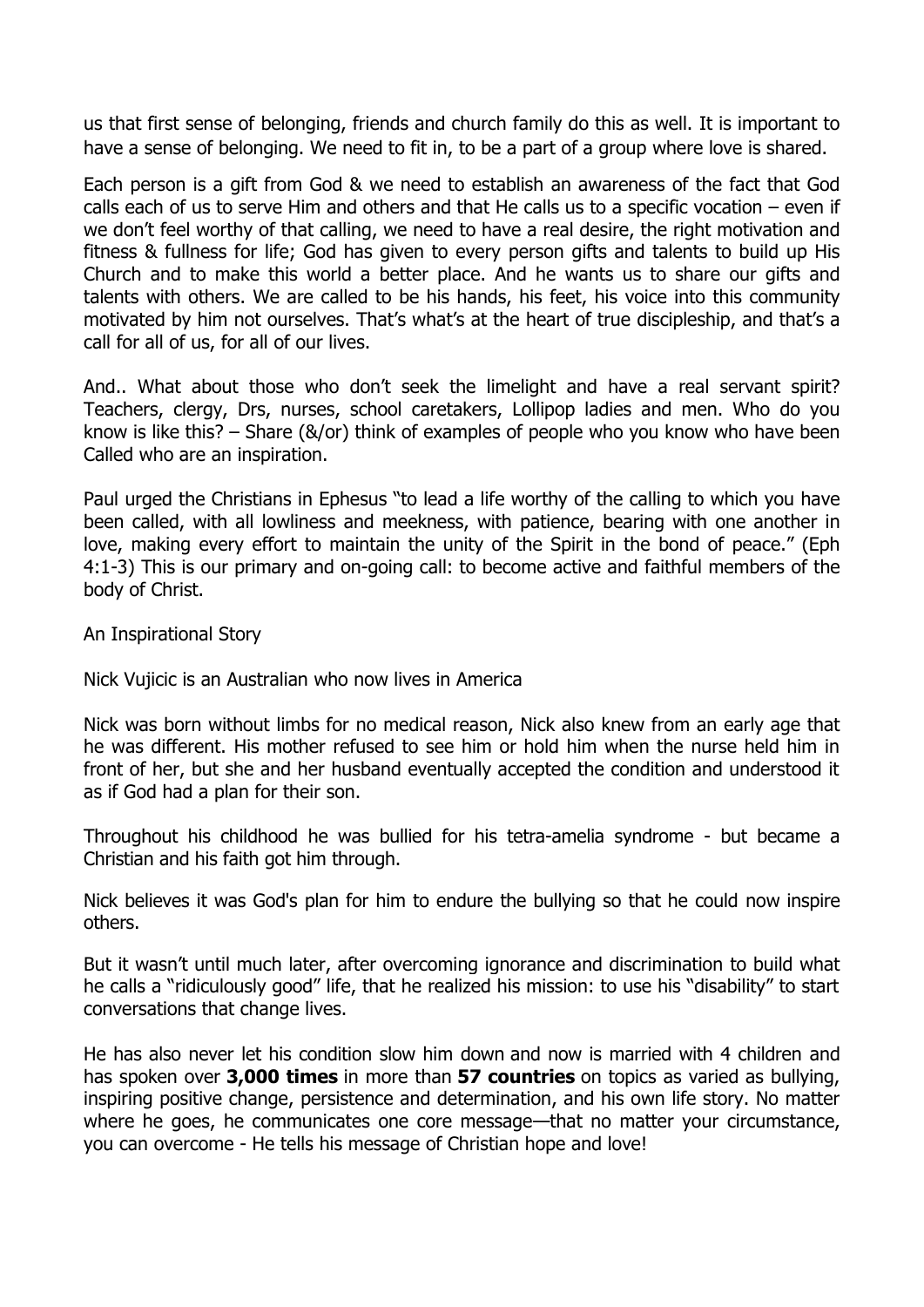us that first sense of belonging, friends and church family do this as well. It is important to have a sense of belonging. We need to fit in, to be a part of a group where love is shared.

Each person is a gift from God & we need to establish an awareness of the fact that God calls each of us to serve Him and others and that He calls us to a specific vocation – even if we don't feel worthy of that calling, we need to have a real desire, the right motivation and fitness & fullness for life; God has given to every person gifts and talents to build up His Church and to make this world a better place. And he wants us to share our gifts and talents with others. We are called to be his hands, his feet, his voice into this community motivated by him not ourselves. That's what's at the heart of true discipleship, and that's a call for all of us, for all of our lives.

And.. What about those who don't seek the limelight and have a real servant spirit? Teachers, clergy, Drs, nurses, school caretakers, Lollipop ladies and men. Who do you know is like this? – Share (&/or) think of examples of people who you know who have been Called who are an inspiration.

Paul urged the Christians in Ephesus "to lead a life worthy of the calling to which you have been called, with all lowliness and meekness, with patience, bearing with one another in love, making every effort to maintain the unity of the Spirit in the bond of peace." (Eph 4:1-3) This is our primary and on-going call: to become active and faithful members of the body of Christ.

An Inspirational Story

Nick Vujicic is an Australian who now lives in America

Nick was born without limbs for no medical reason, Nick also knew from an early age that he was different. His mother refused to see him or hold him when the nurse held him in front of her, but she and her husband eventually accepted the condition and understood it as if God had a plan for their son.

Throughout his childhood he was bullied for his tetra-amelia syndrome - but became a Christian and his faith got him through.

Nick believes it was God's plan for him to endure the bullying so that he could now inspire others.

But it wasn't until much later, after overcoming ignorance and discrimination to build what he calls a "ridiculously good" life, that he realized his mission: to use his "disability" to start conversations that change lives.

He has also never let his condition slow him down and now is married with 4 children and has spoken over **3,000 times** in more than **57 countries** on topics as varied as bullying, inspiring positive change, persistence and determination, and his own life story. No matter where he goes, he communicates one core message—that no matter your circumstance, you can overcome - He tells his message of Christian hope and love!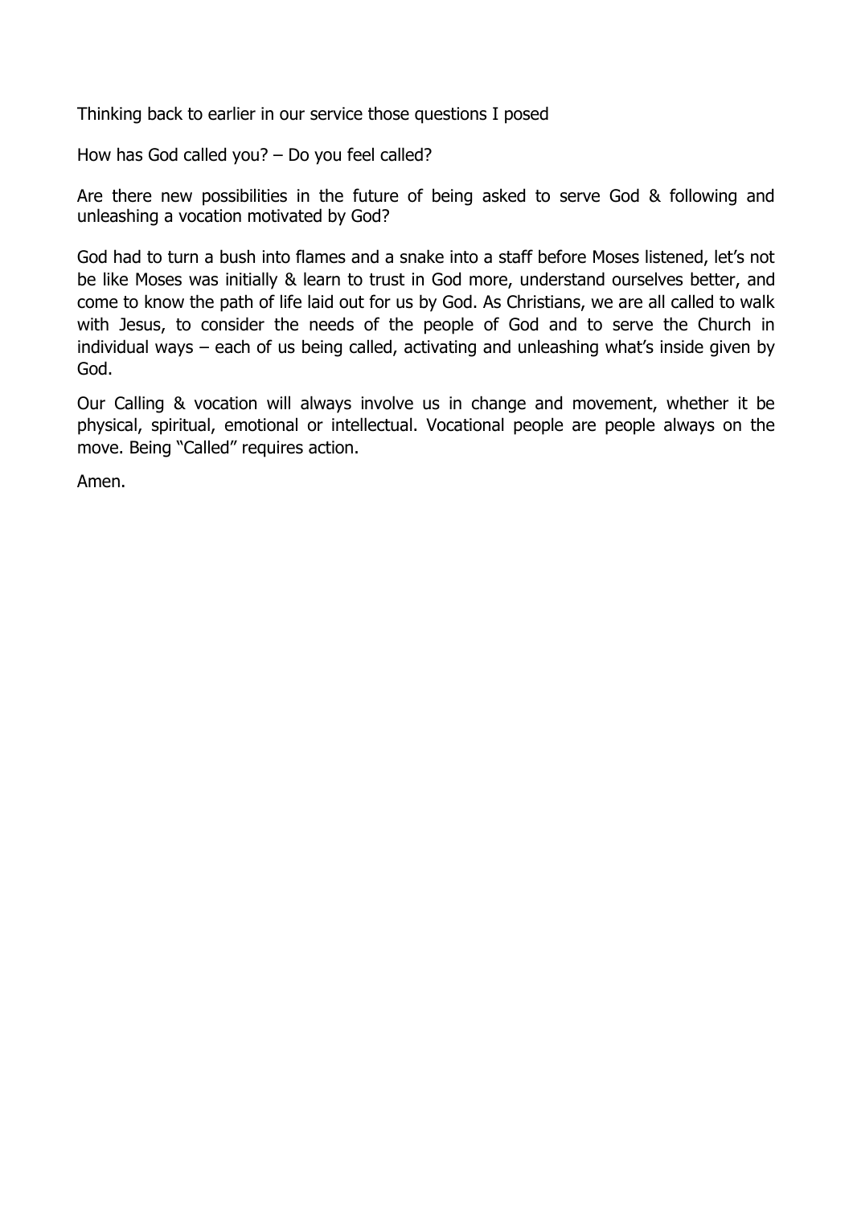Thinking back to earlier in our service those questions I posed

How has God called you? – Do you feel called?

Are there new possibilities in the future of being asked to serve God & following and unleashing a vocation motivated by God?

God had to turn a bush into flames and a snake into a staff before Moses listened, let's not be like Moses was initially & learn to trust in God more, understand ourselves better, and come to know the path of life laid out for us by God. As Christians, we are all called to walk with Jesus, to consider the needs of the people of God and to serve the Church in individual ways – each of us being called, activating and unleashing what's inside given by God.

Our Calling & vocation will always involve us in change and movement, whether it be physical, spiritual, emotional or intellectual. Vocational people are people always on the move. Being "Called" requires action.

Amen.